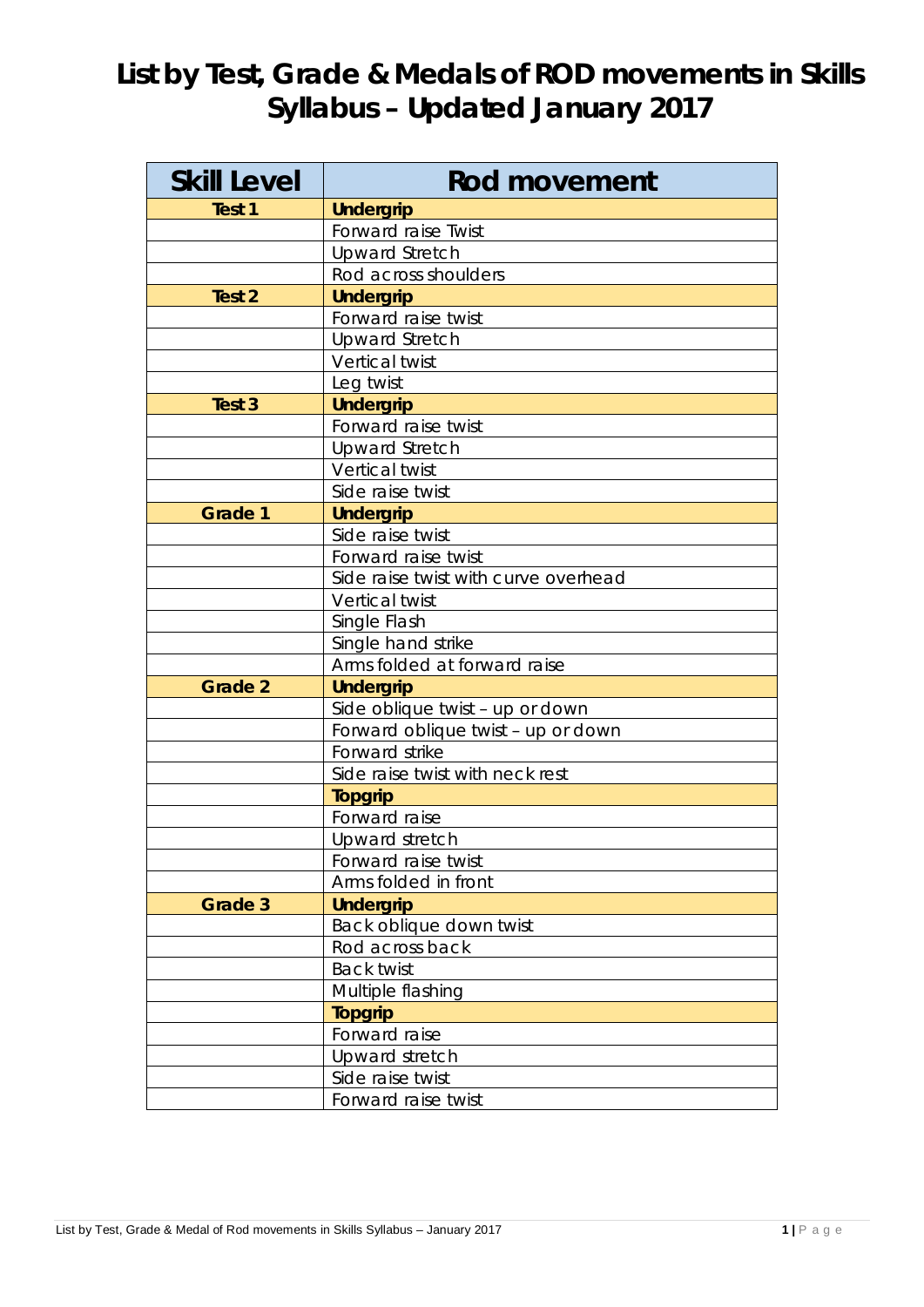# List by Test, Grade & Medals of ROD movements in Skills Syllabus – Updated January 2017

| Skill Level | Rod movement |
|---|---|
| **Test 1** | **Undergrip** |
| | Forward raise Twist |
| | Upward Stretch |
| | Rod across shoulders |
| **Test 2** | **Undergrip** |
| | Forward raise twist |
| | Upward Stretch |
| | Vertical twist |
| | Leg twist |
| **Test 3** | **Undergrip** |
| | Forward raise twist |
| | Upward Stretch |
| | Vertical twist |
| | Side raise twist |
| **Grade 1** | **Undergrip** |
| | Side raise twist |
| | Forward raise twist |
| | Side raise twist with curve overhead |
| | Vertical twist |
| | Single Flash |
| | Single hand strike |
| | Arms folded at forward raise |
| **Grade 2** | **Undergrip** |
| | Side oblique twist – up or down |
| | Forward oblique twist – up or down |
| | Forward strike |
| | Side raise twist with neck rest |
| | **Topgrip** |
| | Forward raise |
| | Upward stretch |
| | Forward raise twist |
| | Arms folded in front |
| **Grade 3** | **Undergrip** |
| | Back oblique down twist |
| | Rod across back |
| | Back twist |
| | Multiple flashing |
| | **Topgrip** |
| | Forward raise |
| | Upward stretch |
| | Side raise twist |
| | Forward raise twist |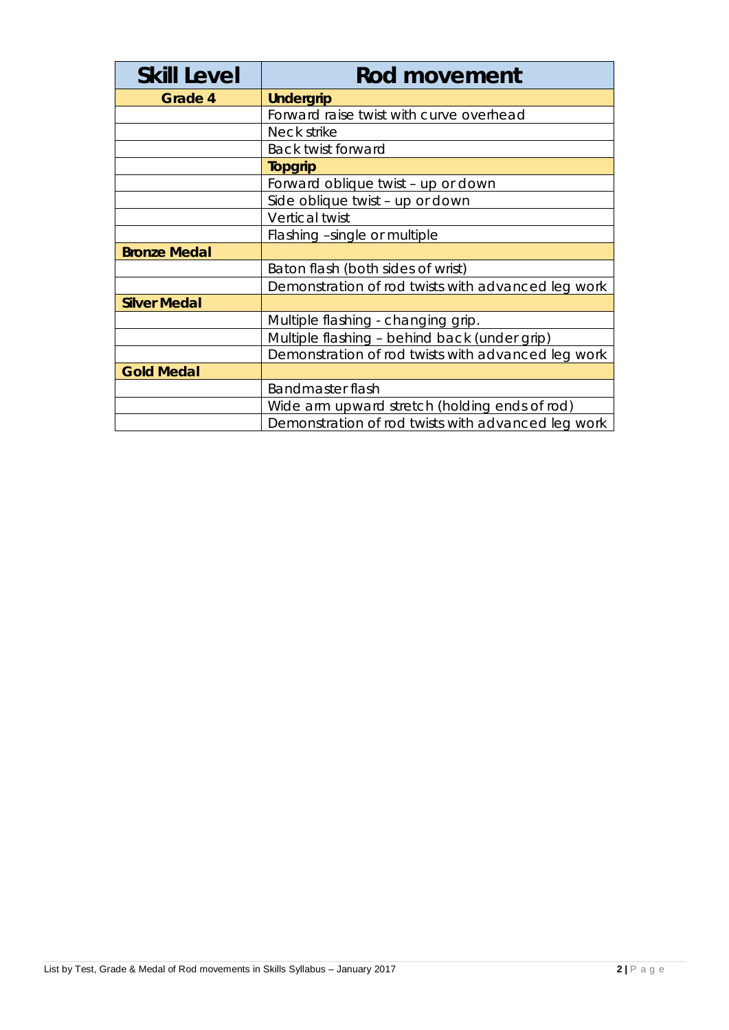| Skill Level | Rod movement |
| --- | --- |
| **Grade 4** | **Undergrip** |
| | Forward raise twist with curve overhead |
| | Neck strike |
| | Back twist forward |
| | **Topgrip** |
| | Forward oblique twist – up or down |
| | Side oblique twist – up or down |
| | Vertical twist |
| | Flashing –single or multiple |
| **Bronze Medal** | |
| | Baton flash (both sides of wrist) |
| | Demonstration of rod twists with advanced leg work |
| **Silver Medal** | |
| | Multiple flashing - changing grip. |
| | Multiple flashing – behind back (under grip) |
| | Demonstration of rod twists with advanced leg work |
| **Gold Medal** | |
| | Bandmaster flash |
| | Wide arm upward stretch (holding ends of rod) |
| | Demonstration of rod twists with advanced leg work |